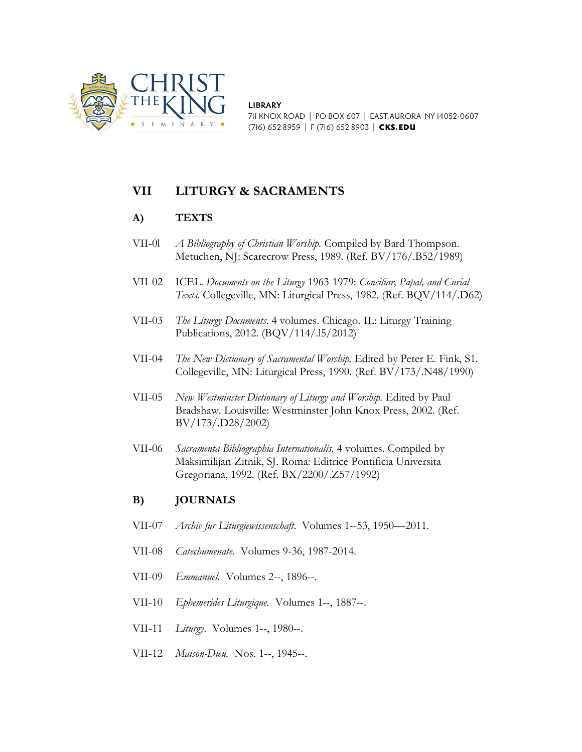CHRIST THE KING SEMINARY

**LIBRARY**
711 KNOX ROAD | PO BOX 607 | EAST AURORA NY 14052-0607
(716) 652 8959 | F (716) 652 8903 | **CKS.EDU**

## VII LITURGY & SACRAMENTS

### A) TEXTS

VII-0l *A Bibliography of Christian Worship.* Compiled by Bard Thompson. Metuchen, NJ: Scarecrow Press, 1989. (Ref. BV/176/.B52/1989)

VII-02 ICEL. *Documents on the Liturgy* 1963-1979: *Conciliar, Papal, and Curial Texts.* Collegeville, MN: Liturgical Press, 1982. (Ref. BQV/114/.D62)

VII-03 *The Liturgy Documents*. 4 volumes. Chicago. IL: Liturgy Training Publications, 2012. (BQV/114/.l5/2012)

VII-04 *The New Dictionary of Sacramental Worship.* Edited by Peter E. Fink, S1. Collegeville, MN: Liturgical Press, 1990. (Ref. BV/173/.N48/1990)

VII-05 *New Westminster Dictionary of Liturgy and Worship.* Edited by Paul Bradshaw. Louisville: Westminster John Knox Press, 2002. (Ref. BV/173/.D28/2002)

VII-06 *Sacramenta Bibliographia Internationalis.* 4 volumes. Compiled by Maksimilijan Zitnik, SJ. Roma: Editrice Pontificia Universita Gregoriana, 1992. (Ref. BX/2200/.Z57/1992)

### B) JOURNALS

VII-07 *Archiv fur Liturgiewissenschaft*. Volumes 1--53, 1950—2011.

VII-08 *Catechumenate*. Volumes 9-36, 1987-2014.

VII-09 *Emmanuel*. Volumes 2--, 1896--.

VII-10 *Ephemerides Liturgique*. Volumes 1--, 1887--.

VII-11 *Liturgy*. Volumes 1--, 1980--.

VII-12 *Maison-Dieu*. Nos. 1--, 1945--.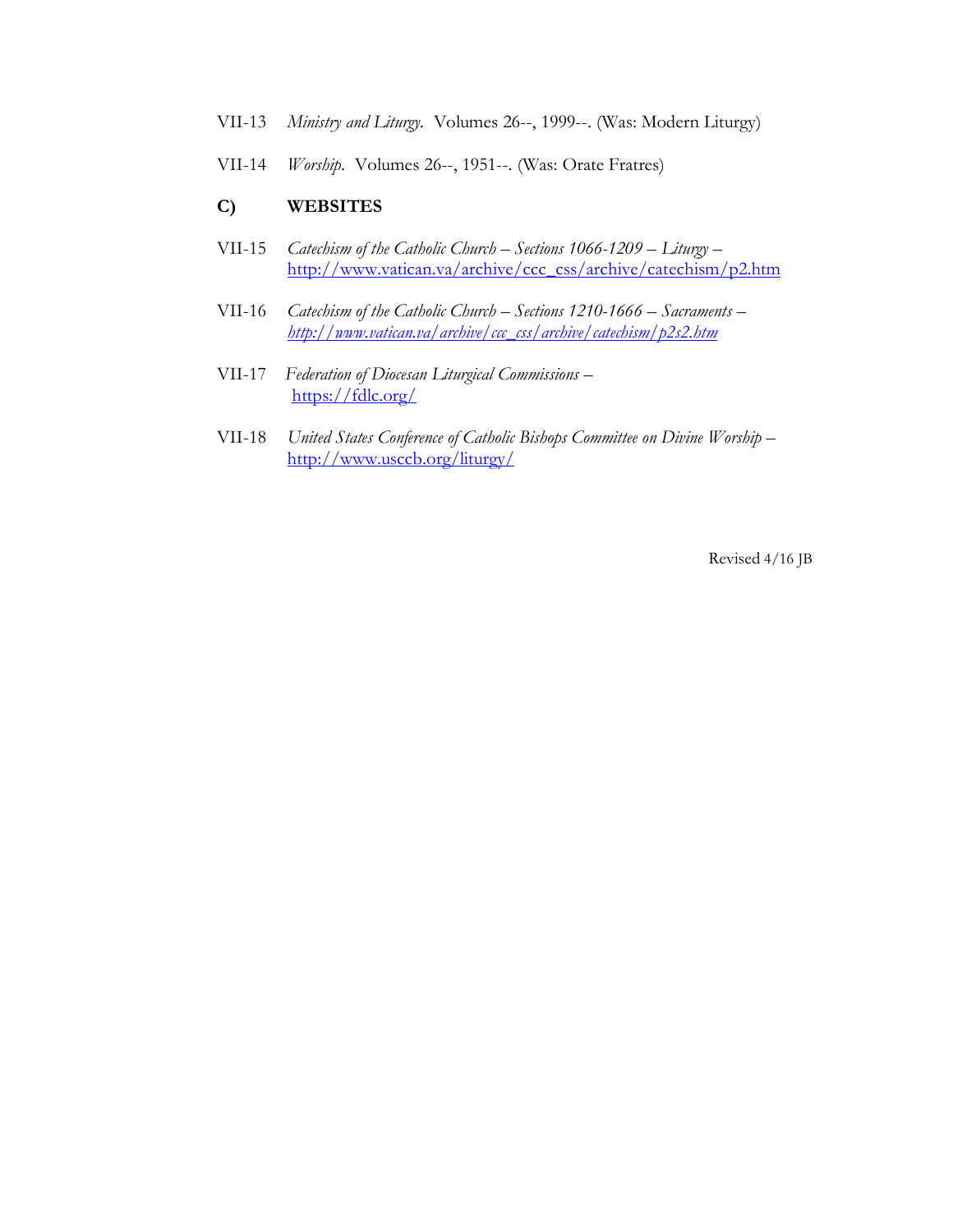VII-13 *Ministry and Liturgy*. Volumes 26--, 1999--. (Was: Modern Liturgy)

VII-14 *Worship*. Volumes 26--, 1951--. (Was: Orate Fratres)

## C) WEBSITES

VII-15 *Catechism of the Catholic Church – Sections 1066-1209 – Liturgy* – http://www.vatican.va/archive/ccc_css/archive/catechism/p2.htm

VII-16 *Catechism of the Catholic Church – Sections 1210-1666 – Sacraments* – *http://www.vatican.va/archive/ccc_css/archive/catechism/p2s2.htm*

VII-17 *Federation of Diocesan Liturgical Commissions* – https://fdlc.org/

VII-18 *United States Conference of Catholic Bishops Committee on Divine Worship* – http://www.usccb.org/liturgy/

Revised 4/16 JB